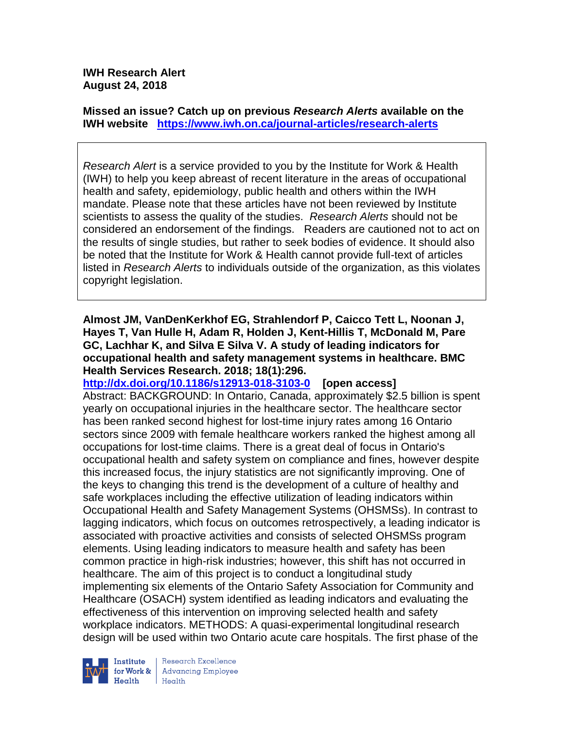**IWH Research Alert**
**August 24, 2018**

**Missed an issue? Catch up on previous *Research Alerts* available on the IWH website** **https://www.iwh.on.ca/journal-articles/research-alerts**

*Research Alert* is a service provided to you by the Institute for Work & Health (IWH) to help you keep abreast of recent literature in the areas of occupational health and safety, epidemiology, public health and others within the IWH mandate. Please note that these articles have not been reviewed by Institute scientists to assess the quality of the studies. *Research Alerts* should not be considered an endorsement of the findings. Readers are cautioned not to act on the results of single studies, but rather to seek bodies of evidence. It should also be noted that the Institute for Work & Health cannot provide full-text of articles listed in *Research Alerts* to individuals outside of the organization, as this violates copyright legislation.

**Almost JM, VanDenKerkhof EG, Strahlendorf P, Caicco Tett L, Noonan J, Hayes T, Van Hulle H, Adam R, Holden J, Kent-Hillis T, McDonald M, Pare GC, Lachhar K, and Silva E Silva V. A study of leading indicators for occupational health and safety management systems in healthcare. BMC Health Services Research. 2018; 18(1):296.**
**http://dx.doi.org/10.1186/s12913-018-3103-0** **[open access]**
Abstract: BACKGROUND: In Ontario, Canada, approximately $2.5 billion is spent yearly on occupational injuries in the healthcare sector. The healthcare sector has been ranked second highest for lost-time injury rates among 16 Ontario sectors since 2009 with female healthcare workers ranked the highest among all occupations for lost-time claims. There is a great deal of focus in Ontario's occupational health and safety system on compliance and fines, however despite this increased focus, the injury statistics are not significantly improving. One of the keys to changing this trend is the development of a culture of healthy and safe workplaces including the effective utilization of leading indicators within Occupational Health and Safety Management Systems (OHSMSs). In contrast to lagging indicators, which focus on outcomes retrospectively, a leading indicator is associated with proactive activities and consists of selected OHSMSs program elements. Using leading indicators to measure health and safety has been common practice in high-risk industries; however, this shift has not occurred in healthcare. The aim of this project is to conduct a longitudinal study implementing six elements of the Ontario Safety Association for Community and Healthcare (OSACH) system identified as leading indicators and evaluating the effectiveness of this intervention on improving selected health and safety workplace indicators. METHODS: A quasi-experimental longitudinal research design will be used within two Ontario acute care hospitals. The first phase of the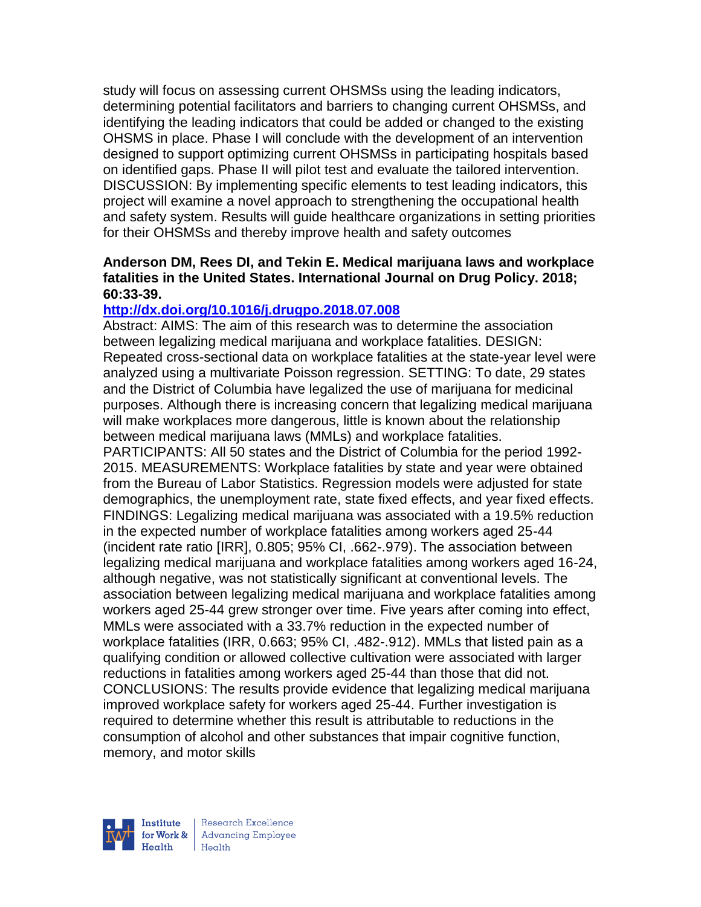study will focus on assessing current OHSMSs using the leading indicators, determining potential facilitators and barriers to changing current OHSMSs, and identifying the leading indicators that could be added or changed to the existing OHSMS in place. Phase I will conclude with the development of an intervention designed to support optimizing current OHSMSs in participating hospitals based on identified gaps. Phase II will pilot test and evaluate the tailored intervention. DISCUSSION: By implementing specific elements to test leading indicators, this project will examine a novel approach to strengthening the occupational health and safety system. Results will guide healthcare organizations in setting priorities for their OHSMSs and thereby improve health and safety outcomes

**Anderson DM, Rees DI, and Tekin E. Medical marijuana laws and workplace fatalities in the United States. International Journal on Drug Policy. 2018; 60:33-39.**

**http://dx.doi.org/10.1016/j.drugpo.2018.07.008**

Abstract: AIMS: The aim of this research was to determine the association between legalizing medical marijuana and workplace fatalities. DESIGN: Repeated cross-sectional data on workplace fatalities at the state-year level were analyzed using a multivariate Poisson regression. SETTING: To date, 29 states and the District of Columbia have legalized the use of marijuana for medicinal purposes. Although there is increasing concern that legalizing medical marijuana will make workplaces more dangerous, little is known about the relationship between medical marijuana laws (MMLs) and workplace fatalities. PARTICIPANTS: All 50 states and the District of Columbia for the period 1992-2015. MEASUREMENTS: Workplace fatalities by state and year were obtained from the Bureau of Labor Statistics. Regression models were adjusted for state demographics, the unemployment rate, state fixed effects, and year fixed effects. FINDINGS: Legalizing medical marijuana was associated with a 19.5% reduction in the expected number of workplace fatalities among workers aged 25-44 (incident rate ratio [IRR], 0.805; 95% CI, .662-.979). The association between legalizing medical marijuana and workplace fatalities among workers aged 16-24, although negative, was not statistically significant at conventional levels. The association between legalizing medical marijuana and workplace fatalities among workers aged 25-44 grew stronger over time. Five years after coming into effect, MMLs were associated with a 33.7% reduction in the expected number of workplace fatalities (IRR, 0.663; 95% CI, .482-.912). MMLs that listed pain as a qualifying condition or allowed collective cultivation were associated with larger reductions in fatalities among workers aged 25-44 than those that did not. CONCLUSIONS: The results provide evidence that legalizing medical marijuana improved workplace safety for workers aged 25-44. Further investigation is required to determine whether this result is attributable to reductions in the consumption of alcohol and other substances that impair cognitive function, memory, and motor skills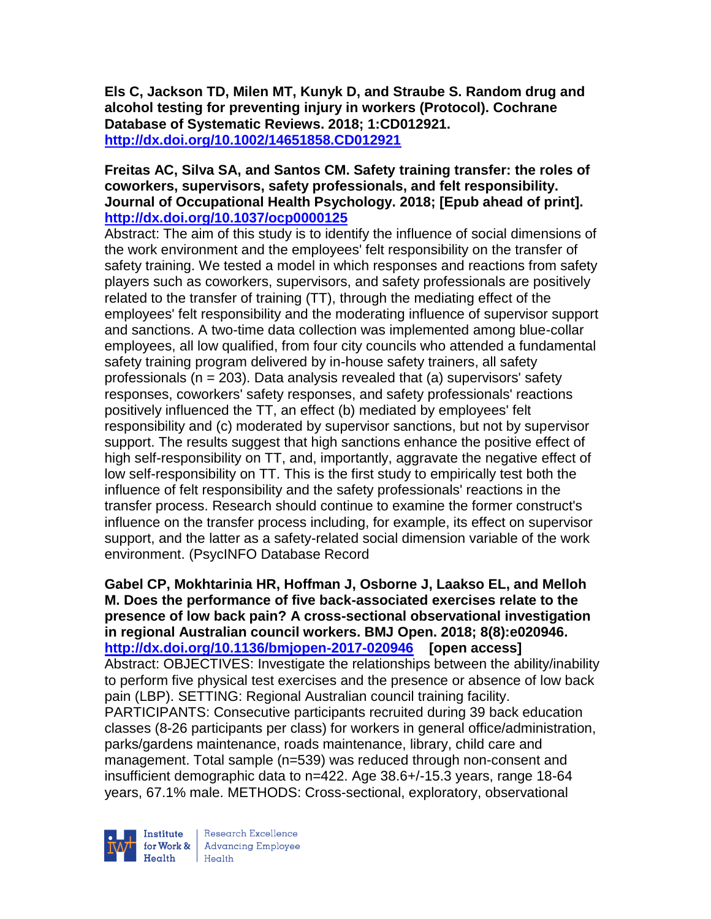**Els C, Jackson TD, Milen MT, Kunyk D, and Straube S. Random drug and alcohol testing for preventing injury in workers (Protocol). Cochrane Database of Systematic Reviews. 2018; 1:CD012921.**
**http://dx.doi.org/10.1002/14651858.CD012921**

**Freitas AC, Silva SA, and Santos CM. Safety training transfer: the roles of coworkers, supervisors, safety professionals, and felt responsibility. Journal of Occupational Health Psychology. 2018; [Epub ahead of print].**
**http://dx.doi.org/10.1037/ocp0000125**

Abstract: The aim of this study is to identify the influence of social dimensions of the work environment and the employees' felt responsibility on the transfer of safety training. We tested a model in which responses and reactions from safety players such as coworkers, supervisors, and safety professionals are positively related to the transfer of training (TT), through the mediating effect of the employees' felt responsibility and the moderating influence of supervisor support and sanctions. A two-time data collection was implemented among blue-collar employees, all low qualified, from four city councils who attended a fundamental safety training program delivered by in-house safety trainers, all safety professionals (n = 203). Data analysis revealed that (a) supervisors' safety responses, coworkers' safety responses, and safety professionals' reactions positively influenced the TT, an effect (b) mediated by employees' felt responsibility and (c) moderated by supervisor sanctions, but not by supervisor support. The results suggest that high sanctions enhance the positive effect of high self-responsibility on TT, and, importantly, aggravate the negative effect of low self-responsibility on TT. This is the first study to empirically test both the influence of felt responsibility and the safety professionals' reactions in the transfer process. Research should continue to examine the former construct's influence on the transfer process including, for example, its effect on supervisor support, and the latter as a safety-related social dimension variable of the work environment. (PsycINFO Database Record

**Gabel CP, Mokhtarinia HR, Hoffman J, Osborne J, Laakso EL, and Melloh M. Does the performance of five back-associated exercises relate to the presence of low back pain? A cross-sectional observational investigation in regional Australian council workers. BMJ Open. 2018; 8(8):e020946.**
**http://dx.doi.org/10.1136/bmjopen-2017-020946 [open access]**

Abstract: OBJECTIVES: Investigate the relationships between the ability/inability to perform five physical test exercises and the presence or absence of low back pain (LBP). SETTING: Regional Australian council training facility. PARTICIPANTS: Consecutive participants recruited during 39 back education classes (8-26 participants per class) for workers in general office/administration, parks/gardens maintenance, roads maintenance, library, child care and management. Total sample (n=539) was reduced through non-consent and insufficient demographic data to n=422. Age 38.6+/-15.3 years, range 18-64 years, 67.1% male. METHODS: Cross-sectional, exploratory, observational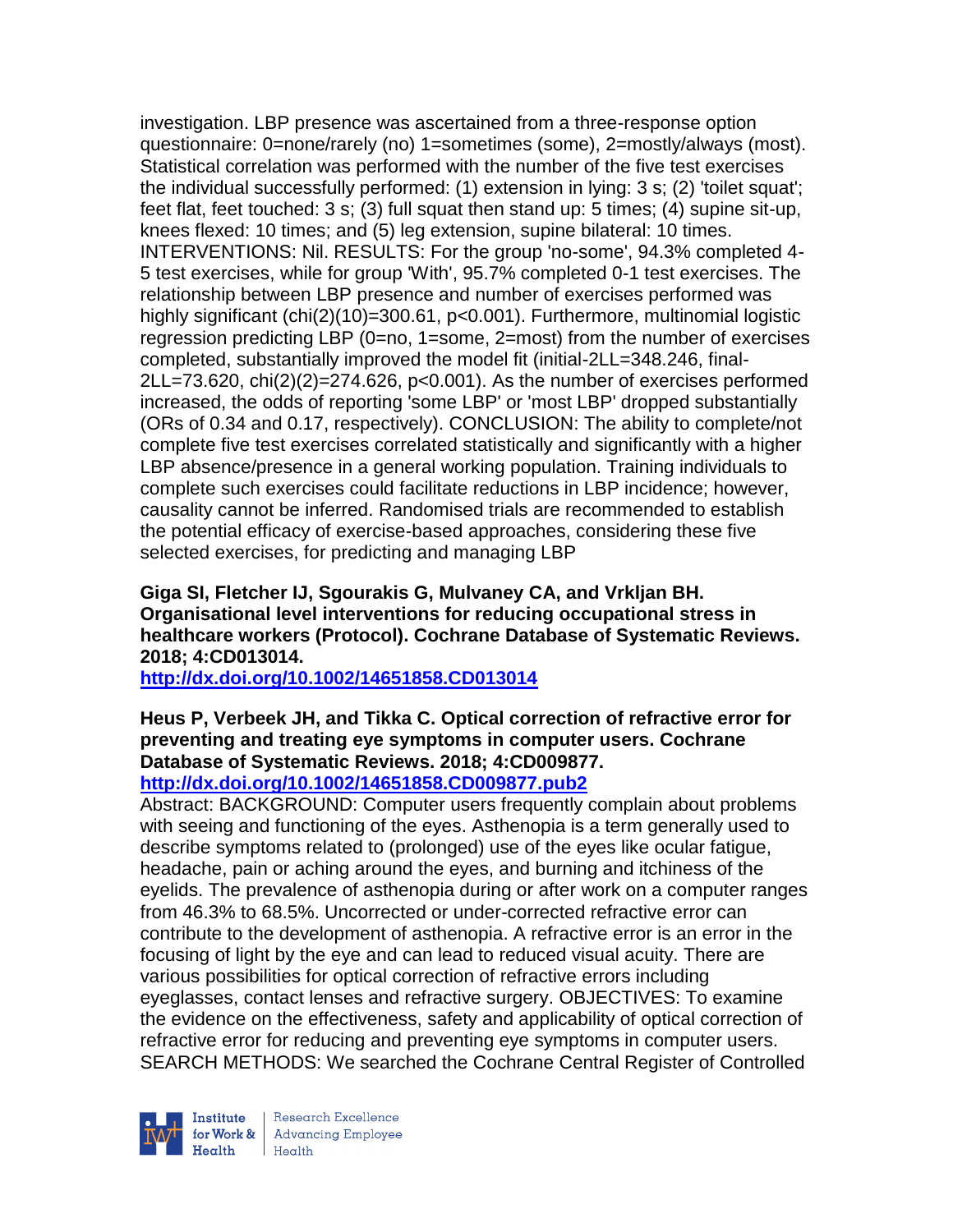investigation. LBP presence was ascertained from a three-response option questionnaire: 0=none/rarely (no) 1=sometimes (some), 2=mostly/always (most). Statistical correlation was performed with the number of the five test exercises the individual successfully performed: (1) extension in lying: 3 s; (2) 'toilet squat'; feet flat, feet touched: 3 s; (3) full squat then stand up: 5 times; (4) supine sit-up, knees flexed: 10 times; and (5) leg extension, supine bilateral: 10 times. INTERVENTIONS: Nil. RESULTS: For the group 'no-some', 94.3% completed 4-5 test exercises, while for group 'With', 95.7% completed 0-1 test exercises. The relationship between LBP presence and number of exercises performed was highly significant (chi(2)(10)=300.61, p<0.001). Furthermore, multinomial logistic regression predicting LBP (0=no, 1=some, 2=most) from the number of exercises completed, substantially improved the model fit (initial-2LL=348.246, final-2LL=73.620, chi(2)(2)=274.626, p<0.001). As the number of exercises performed increased, the odds of reporting 'some LBP' or 'most LBP' dropped substantially (ORs of 0.34 and 0.17, respectively). CONCLUSION: The ability to complete/not complete five test exercises correlated statistically and significantly with a higher LBP absence/presence in a general working population. Training individuals to complete such exercises could facilitate reductions in LBP incidence; however, causality cannot be inferred. Randomised trials are recommended to establish the potential efficacy of exercise-based approaches, considering these five selected exercises, for predicting and managing LBP

**Giga SI, Fletcher IJ, Sgourakis G, Mulvaney CA, and Vrkljan BH. Organisational level interventions for reducing occupational stress in healthcare workers (Protocol). Cochrane Database of Systematic Reviews. 2018; 4:CD013014.**
**http://dx.doi.org/10.1002/14651858.CD013014**

**Heus P, Verbeek JH, and Tikka C. Optical correction of refractive error for preventing and treating eye symptoms in computer users. Cochrane Database of Systematic Reviews. 2018; 4:CD009877.**
**http://dx.doi.org/10.1002/14651858.CD009877.pub2**

Abstract: BACKGROUND: Computer users frequently complain about problems with seeing and functioning of the eyes. Asthenopia is a term generally used to describe symptoms related to (prolonged) use of the eyes like ocular fatigue, headache, pain or aching around the eyes, and burning and itchiness of the eyelids. The prevalence of asthenopia during or after work on a computer ranges from 46.3% to 68.5%. Uncorrected or under-corrected refractive error can contribute to the development of asthenopia. A refractive error is an error in the focusing of light by the eye and can lead to reduced visual acuity. There are various possibilities for optical correction of refractive errors including eyeglasses, contact lenses and refractive surgery. OBJECTIVES: To examine the evidence on the effectiveness, safety and applicability of optical correction of refractive error for reducing and preventing eye symptoms in computer users. SEARCH METHODS: We searched the Cochrane Central Register of Controlled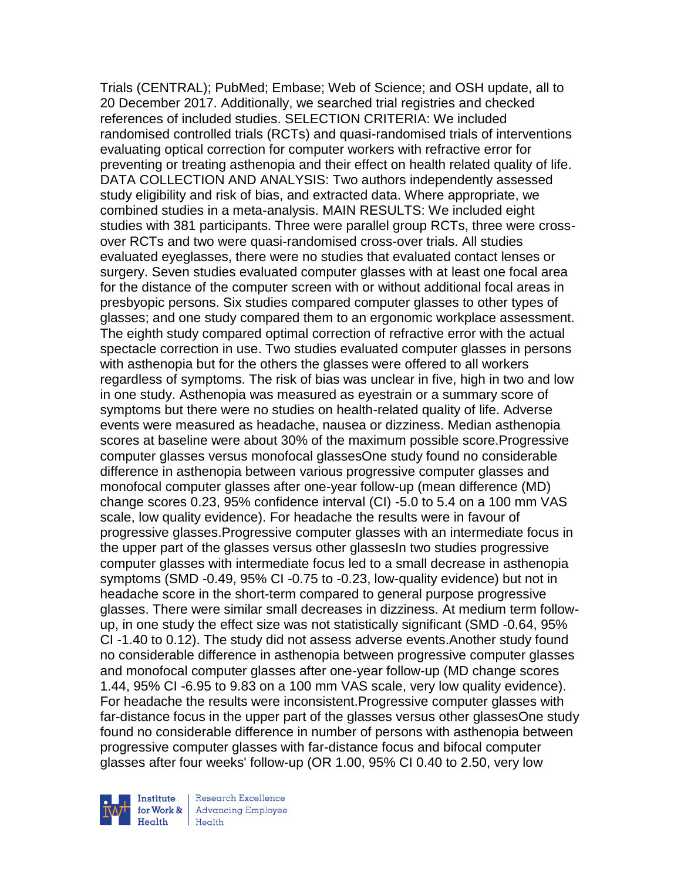Trials (CENTRAL); PubMed; Embase; Web of Science; and OSH update, all to 20 December 2017. Additionally, we searched trial registries and checked references of included studies. SELECTION CRITERIA: We included randomised controlled trials (RCTs) and quasi-randomised trials of interventions evaluating optical correction for computer workers with refractive error for preventing or treating asthenopia and their effect on health related quality of life. DATA COLLECTION AND ANALYSIS: Two authors independently assessed study eligibility and risk of bias, and extracted data. Where appropriate, we combined studies in a meta-analysis. MAIN RESULTS: We included eight studies with 381 participants. Three were parallel group RCTs, three were cross-over RCTs and two were quasi-randomised cross-over trials. All studies evaluated eyeglasses, there were no studies that evaluated contact lenses or surgery. Seven studies evaluated computer glasses with at least one focal area for the distance of the computer screen with or without additional focal areas in presbyopic persons. Six studies compared computer glasses to other types of glasses; and one study compared them to an ergonomic workplace assessment. The eighth study compared optimal correction of refractive error with the actual spectacle correction in use. Two studies evaluated computer glasses in persons with asthenopia but for the others the glasses were offered to all workers regardless of symptoms. The risk of bias was unclear in five, high in two and low in one study. Asthenopia was measured as eyestrain or a summary score of symptoms but there were no studies on health-related quality of life. Adverse events were measured as headache, nausea or dizziness. Median asthenopia scores at baseline were about 30% of the maximum possible score.Progressive computer glasses versus monofocal glassesOne study found no considerable difference in asthenopia between various progressive computer glasses and monofocal computer glasses after one-year follow-up (mean difference (MD) change scores 0.23, 95% confidence interval (CI) -5.0 to 5.4 on a 100 mm VAS scale, low quality evidence). For headache the results were in favour of progressive glasses.Progressive computer glasses with an intermediate focus in the upper part of the glasses versus other glassesIn two studies progressive computer glasses with intermediate focus led to a small decrease in asthenopia symptoms (SMD -0.49, 95% CI -0.75 to -0.23, low-quality evidence) but not in headache score in the short-term compared to general purpose progressive glasses. There were similar small decreases in dizziness. At medium term follow-up, in one study the effect size was not statistically significant (SMD -0.64, 95% CI -1.40 to 0.12). The study did not assess adverse events.Another study found no considerable difference in asthenopia between progressive computer glasses and monofocal computer glasses after one-year follow-up (MD change scores 1.44, 95% CI -6.95 to 9.83 on a 100 mm VAS scale, very low quality evidence). For headache the results were inconsistent.Progressive computer glasses with far-distance focus in the upper part of the glasses versus other glassesOne study found no considerable difference in number of persons with asthenopia between progressive computer glasses with far-distance focus and bifocal computer glasses after four weeks' follow-up (OR 1.00, 95% CI 0.40 to 2.50, very low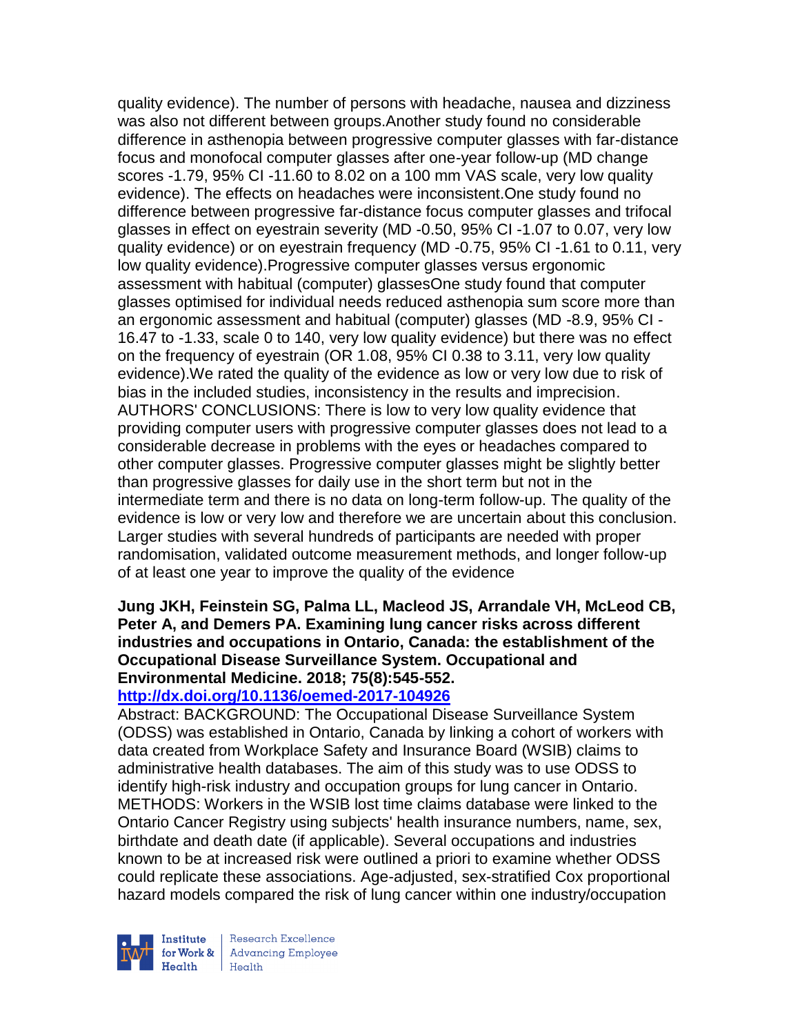quality evidence). The number of persons with headache, nausea and dizziness was also not different between groups.Another study found no considerable difference in asthenopia between progressive computer glasses with far-distance focus and monofocal computer glasses after one-year follow-up (MD change scores -1.79, 95% CI -11.60 to 8.02 on a 100 mm VAS scale, very low quality evidence). The effects on headaches were inconsistent.One study found no difference between progressive far-distance focus computer glasses and trifocal glasses in effect on eyestrain severity (MD -0.50, 95% CI -1.07 to 0.07, very low quality evidence) or on eyestrain frequency (MD -0.75, 95% CI -1.61 to 0.11, very low quality evidence).Progressive computer glasses versus ergonomic assessment with habitual (computer) glassesOne study found that computer glasses optimised for individual needs reduced asthenopia sum score more than an ergonomic assessment and habitual (computer) glasses (MD -8.9, 95% CI -16.47 to -1.33, scale 0 to 140, very low quality evidence) but there was no effect on the frequency of eyestrain (OR 1.08, 95% CI 0.38 to 3.11, very low quality evidence).We rated the quality of the evidence as low or very low due to risk of bias in the included studies, inconsistency in the results and imprecision. AUTHORS' CONCLUSIONS: There is low to very low quality evidence that providing computer users with progressive computer glasses does not lead to a considerable decrease in problems with the eyes or headaches compared to other computer glasses. Progressive computer glasses might be slightly better than progressive glasses for daily use in the short term but not in the intermediate term and there is no data on long-term follow-up. The quality of the evidence is low or very low and therefore we are uncertain about this conclusion. Larger studies with several hundreds of participants are needed with proper randomisation, validated outcome measurement methods, and longer follow-up of at least one year to improve the quality of the evidence

**Jung JKH, Feinstein SG, Palma LL, Macleod JS, Arrandale VH, McLeod CB, Peter A, and Demers PA. Examining lung cancer risks across different industries and occupations in Ontario, Canada: the establishment of the Occupational Disease Surveillance System. Occupational and Environmental Medicine. 2018; 75(8):545-552.**
**http://dx.doi.org/10.1136/oemed-2017-104926**

Abstract: BACKGROUND: The Occupational Disease Surveillance System (ODSS) was established in Ontario, Canada by linking a cohort of workers with data created from Workplace Safety and Insurance Board (WSIB) claims to administrative health databases. The aim of this study was to use ODSS to identify high-risk industry and occupation groups for lung cancer in Ontario. METHODS: Workers in the WSIB lost time claims database were linked to the Ontario Cancer Registry using subjects' health insurance numbers, name, sex, birthdate and death date (if applicable). Several occupations and industries known to be at increased risk were outlined a priori to examine whether ODSS could replicate these associations. Age-adjusted, sex-stratified Cox proportional hazard models compared the risk of lung cancer within one industry/occupation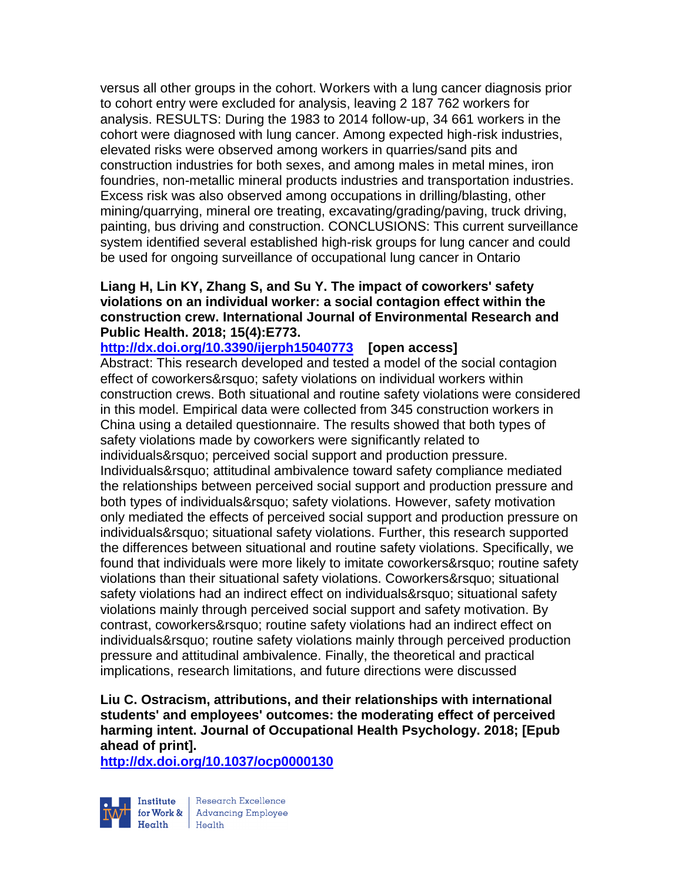versus all other groups in the cohort. Workers with a lung cancer diagnosis prior to cohort entry were excluded for analysis, leaving 2 187 762 workers for analysis. RESULTS: During the 1983 to 2014 follow-up, 34 661 workers in the cohort were diagnosed with lung cancer. Among expected high-risk industries, elevated risks were observed among workers in quarries/sand pits and construction industries for both sexes, and among males in metal mines, iron foundries, non-metallic mineral products industries and transportation industries. Excess risk was also observed among occupations in drilling/blasting, other mining/quarrying, mineral ore treating, excavating/grading/paving, truck driving, painting, bus driving and construction. CONCLUSIONS: This current surveillance system identified several established high-risk groups for lung cancer and could be used for ongoing surveillance of occupational lung cancer in Ontario

**Liang H, Lin KY, Zhang S, and Su Y. The impact of coworkers' safety violations on an individual worker: a social contagion effect within the construction crew. International Journal of Environmental Research and Public Health. 2018; 15(4):E773.**
**http://dx.doi.org/10.3390/ijerph15040773 [open access]**
Abstract: This research developed and tested a model of the social contagion effect of coworkers&rsquo; safety violations on individual workers within construction crews. Both situational and routine safety violations were considered in this model. Empirical data were collected from 345 construction workers in China using a detailed questionnaire. The results showed that both types of safety violations made by coworkers were significantly related to individuals&rsquo; perceived social support and production pressure. Individuals&rsquo; attitudinal ambivalence toward safety compliance mediated the relationships between perceived social support and production pressure and both types of individuals&rsquo; safety violations. However, safety motivation only mediated the effects of perceived social support and production pressure on individuals&rsquo; situational safety violations. Further, this research supported the differences between situational and routine safety violations. Specifically, we found that individuals were more likely to imitate coworkers&rsquo; routine safety violations than their situational safety violations. Coworkers&rsquo; situational safety violations had an indirect effect on individuals&rsquo; situational safety violations mainly through perceived social support and safety motivation. By contrast, coworkers&rsquo; routine safety violations had an indirect effect on individuals&rsquo; routine safety violations mainly through perceived production pressure and attitudinal ambivalence. Finally, the theoretical and practical implications, research limitations, and future directions were discussed

**Liu C. Ostracism, attributions, and their relationships with international students' and employees' outcomes: the moderating effect of perceived harming intent. Journal of Occupational Health Psychology. 2018; [Epub ahead of print].**
**http://dx.doi.org/10.1037/ocp0000130**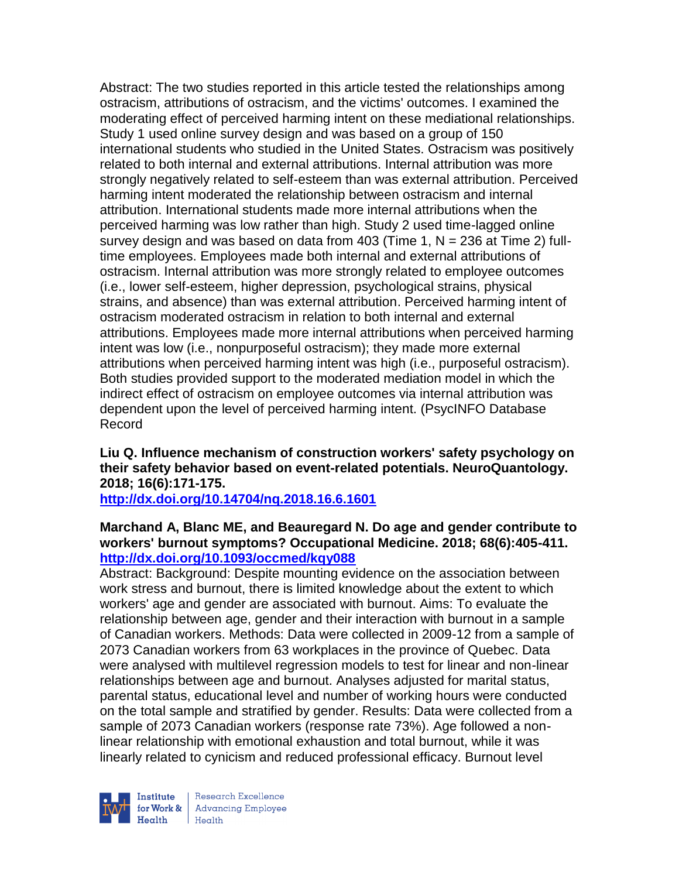Abstract: The two studies reported in this article tested the relationships among ostracism, attributions of ostracism, and the victims' outcomes. I examined the moderating effect of perceived harming intent on these mediational relationships. Study 1 used online survey design and was based on a group of 150 international students who studied in the United States. Ostracism was positively related to both internal and external attributions. Internal attribution was more strongly negatively related to self-esteem than was external attribution. Perceived harming intent moderated the relationship between ostracism and internal attribution. International students made more internal attributions when the perceived harming was low rather than high. Study 2 used time-lagged online survey design and was based on data from 403 (Time 1, N = 236 at Time 2) full-time employees. Employees made both internal and external attributions of ostracism. Internal attribution was more strongly related to employee outcomes (i.e., lower self-esteem, higher depression, psychological strains, physical strains, and absence) than was external attribution. Perceived harming intent of ostracism moderated ostracism in relation to both internal and external attributions. Employees made more internal attributions when perceived harming intent was low (i.e., nonpurposeful ostracism); they made more external attributions when perceived harming intent was high (i.e., purposeful ostracism). Both studies provided support to the moderated mediation model in which the indirect effect of ostracism on employee outcomes via internal attribution was dependent upon the level of perceived harming intent. (PsycINFO Database Record

**Liu Q. Influence mechanism of construction workers' safety psychology on their safety behavior based on event-related potentials. NeuroQuantology. 2018; 16(6):171-175.**
**http://dx.doi.org/10.14704/nq.2018.16.6.1601**

**Marchand A, Blanc ME, and Beauregard N. Do age and gender contribute to workers' burnout symptoms? Occupational Medicine. 2018; 68(6):405-411.**
**http://dx.doi.org/10.1093/occmed/kqy088**
Abstract: Background: Despite mounting evidence on the association between work stress and burnout, there is limited knowledge about the extent to which workers' age and gender are associated with burnout. Aims: To evaluate the relationship between age, gender and their interaction with burnout in a sample of Canadian workers. Methods: Data were collected in 2009-12 from a sample of 2073 Canadian workers from 63 workplaces in the province of Quebec. Data were analysed with multilevel regression models to test for linear and non-linear relationships between age and burnout. Analyses adjusted for marital status, parental status, educational level and number of working hours were conducted on the total sample and stratified by gender. Results: Data were collected from a sample of 2073 Canadian workers (response rate 73%). Age followed a non-linear relationship with emotional exhaustion and total burnout, while it was linearly related to cynicism and reduced professional efficacy. Burnout level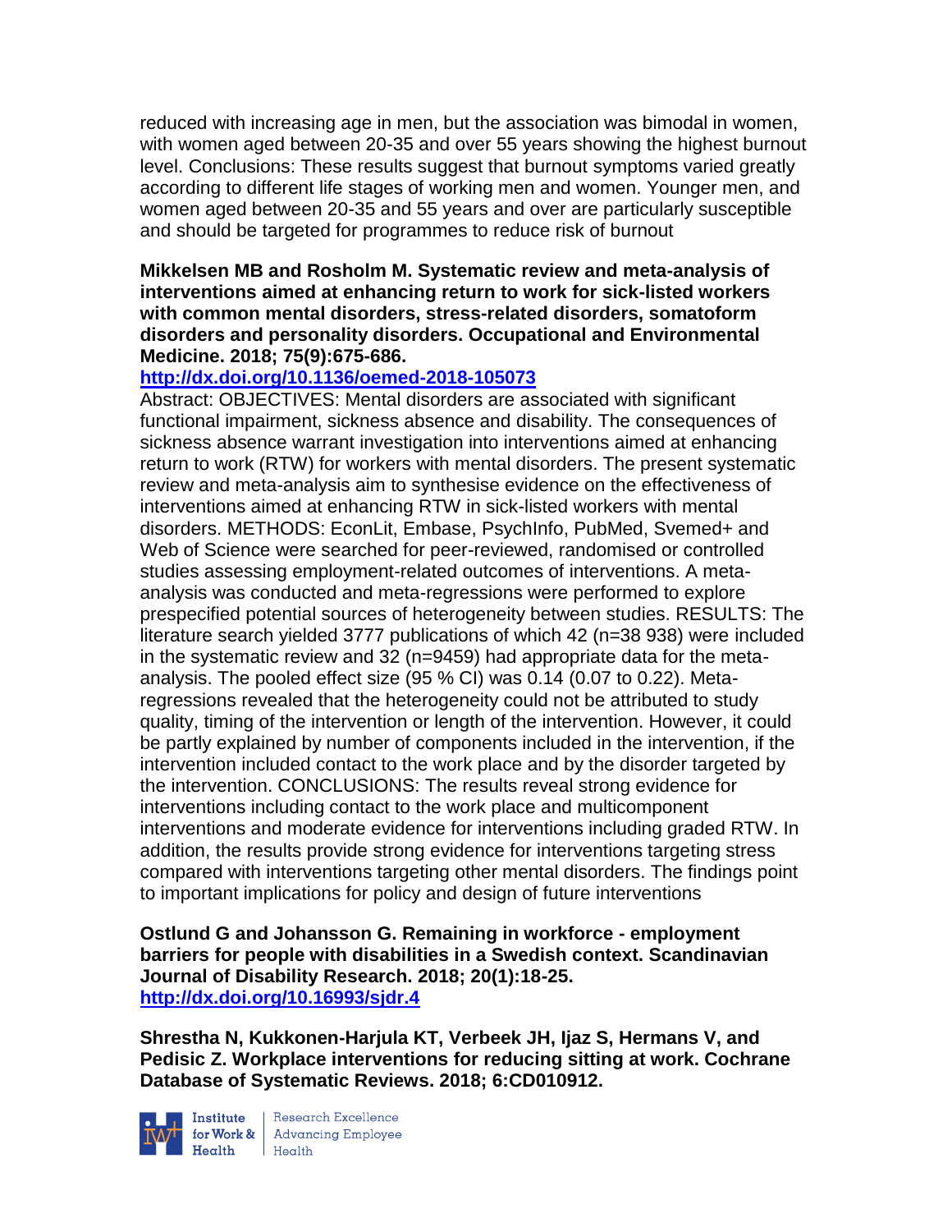reduced with increasing age in men, but the association was bimodal in women, with women aged between 20-35 and over 55 years showing the highest burnout level. Conclusions: These results suggest that burnout symptoms varied greatly according to different life stages of working men and women. Younger men, and women aged between 20-35 and 55 years and over are particularly susceptible and should be targeted for programmes to reduce risk of burnout

**Mikkelsen MB and Rosholm M. Systematic review and meta-analysis of interventions aimed at enhancing return to work for sick-listed workers with common mental disorders, stress-related disorders, somatoform disorders and personality disorders. Occupational and Environmental Medicine. 2018; 75(9):675-686.**
**http://dx.doi.org/10.1136/oemed-2018-105073**
Abstract: OBJECTIVES: Mental disorders are associated with significant functional impairment, sickness absence and disability. The consequences of sickness absence warrant investigation into interventions aimed at enhancing return to work (RTW) for workers with mental disorders. The present systematic review and meta-analysis aim to synthesise evidence on the effectiveness of interventions aimed at enhancing RTW in sick-listed workers with mental disorders. METHODS: EconLit, Embase, PsychInfo, PubMed, Svemed+ and Web of Science were searched for peer-reviewed, randomised or controlled studies assessing employment-related outcomes of interventions. A meta-analysis was conducted and meta-regressions were performed to explore prespecified potential sources of heterogeneity between studies. RESULTS: The literature search yielded 3777 publications of which 42 (n=38 938) were included in the systematic review and 32 (n=9459) had appropriate data for the meta-analysis. The pooled effect size (95 % CI) was 0.14 (0.07 to 0.22). Meta-regressions revealed that the heterogeneity could not be attributed to study quality, timing of the intervention or length of the intervention. However, it could be partly explained by number of components included in the intervention, if the intervention included contact to the work place and by the disorder targeted by the intervention. CONCLUSIONS: The results reveal strong evidence for interventions including contact to the work place and multicomponent interventions and moderate evidence for interventions including graded RTW. In addition, the results provide strong evidence for interventions targeting stress compared with interventions targeting other mental disorders. The findings point to important implications for policy and design of future interventions

**Ostlund G and Johansson G. Remaining in workforce - employment barriers for people with disabilities in a Swedish context. Scandinavian Journal of Disability Research. 2018; 20(1):18-25.**
**http://dx.doi.org/10.16993/sjdr.4**

**Shrestha N, Kukkonen-Harjula KT, Verbeek JH, Ijaz S, Hermans V, and Pedisic Z. Workplace interventions for reducing sitting at work. Cochrane Database of Systematic Reviews. 2018; 6:CD010912.**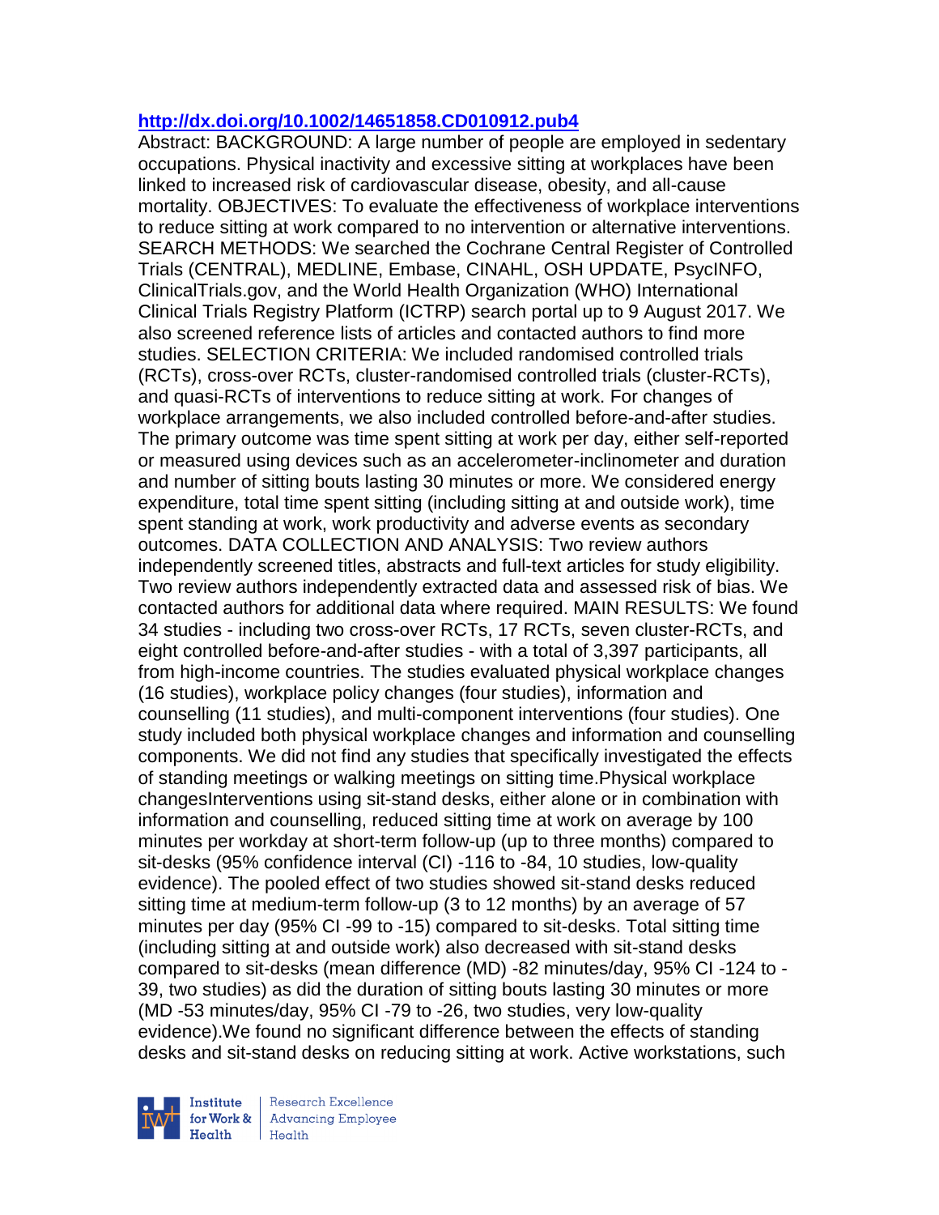**http://dx.doi.org/10.1002/14651858.CD010912.pub4**

Abstract: BACKGROUND: A large number of people are employed in sedentary occupations. Physical inactivity and excessive sitting at workplaces have been linked to increased risk of cardiovascular disease, obesity, and all-cause mortality. OBJECTIVES: To evaluate the effectiveness of workplace interventions to reduce sitting at work compared to no intervention or alternative interventions. SEARCH METHODS: We searched the Cochrane Central Register of Controlled Trials (CENTRAL), MEDLINE, Embase, CINAHL, OSH UPDATE, PsycINFO, ClinicalTrials.gov, and the World Health Organization (WHO) International Clinical Trials Registry Platform (ICTRP) search portal up to 9 August 2017. We also screened reference lists of articles and contacted authors to find more studies. SELECTION CRITERIA: We included randomised controlled trials (RCTs), cross-over RCTs, cluster-randomised controlled trials (cluster-RCTs), and quasi-RCTs of interventions to reduce sitting at work. For changes of workplace arrangements, we also included controlled before-and-after studies. The primary outcome was time spent sitting at work per day, either self-reported or measured using devices such as an accelerometer-inclinometer and duration and number of sitting bouts lasting 30 minutes or more. We considered energy expenditure, total time spent sitting (including sitting at and outside work), time spent standing at work, work productivity and adverse events as secondary outcomes. DATA COLLECTION AND ANALYSIS: Two review authors independently screened titles, abstracts and full-text articles for study eligibility. Two review authors independently extracted data and assessed risk of bias. We contacted authors for additional data where required. MAIN RESULTS: We found 34 studies - including two cross-over RCTs, 17 RCTs, seven cluster-RCTs, and eight controlled before-and-after studies - with a total of 3,397 participants, all from high-income countries. The studies evaluated physical workplace changes (16 studies), workplace policy changes (four studies), information and counselling (11 studies), and multi-component interventions (four studies). One study included both physical workplace changes and information and counselling components. We did not find any studies that specifically investigated the effects of standing meetings or walking meetings on sitting time.Physical workplace changesInterventions using sit-stand desks, either alone or in combination with information and counselling, reduced sitting time at work on average by 100 minutes per workday at short-term follow-up (up to three months) compared to sit-desks (95% confidence interval (CI) -116 to -84, 10 studies, low-quality evidence). The pooled effect of two studies showed sit-stand desks reduced sitting time at medium-term follow-up (3 to 12 months) by an average of 57 minutes per day (95% CI -99 to -15) compared to sit-desks. Total sitting time (including sitting at and outside work) also decreased with sit-stand desks compared to sit-desks (mean difference (MD) -82 minutes/day, 95% CI -124 to -39, two studies) as did the duration of sitting bouts lasting 30 minutes or more (MD -53 minutes/day, 95% CI -79 to -26, two studies, very low-quality evidence).We found no significant difference between the effects of standing desks and sit-stand desks on reducing sitting at work. Active workstations, such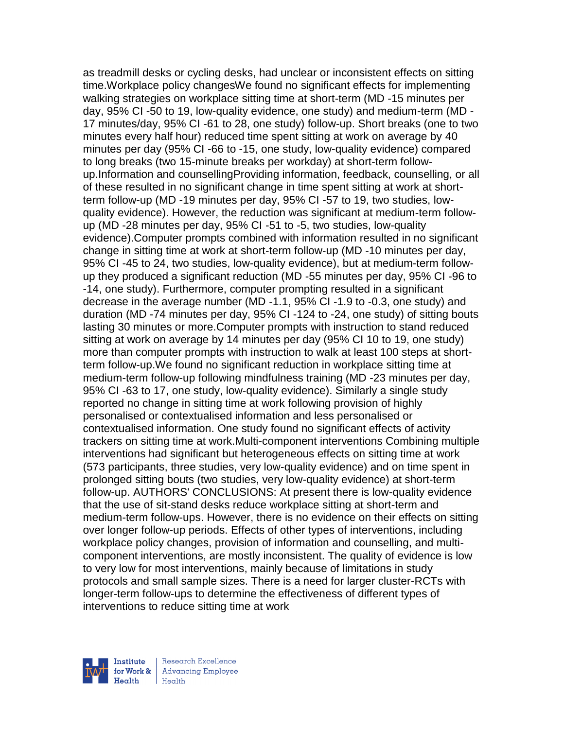as treadmill desks or cycling desks, had unclear or inconsistent effects on sitting time.Workplace policy changesWe found no significant effects for implementing walking strategies on workplace sitting time at short-term (MD -15 minutes per day, 95% CI -50 to 19, low-quality evidence, one study) and medium-term (MD -17 minutes/day, 95% CI -61 to 28, one study) follow-up. Short breaks (one to two minutes every half hour) reduced time spent sitting at work on average by 40 minutes per day (95% CI -66 to -15, one study, low-quality evidence) compared to long breaks (two 15-minute breaks per workday) at short-term follow-up.Information and counsellingProviding information, feedback, counselling, or all of these resulted in no significant change in time spent sitting at work at short-term follow-up (MD -19 minutes per day, 95% CI -57 to 19, two studies, low-quality evidence). However, the reduction was significant at medium-term follow-up (MD -28 minutes per day, 95% CI -51 to -5, two studies, low-quality evidence).Computer prompts combined with information resulted in no significant change in sitting time at work at short-term follow-up (MD -10 minutes per day, 95% CI -45 to 24, two studies, low-quality evidence), but at medium-term follow-up they produced a significant reduction (MD -55 minutes per day, 95% CI -96 to -14, one study). Furthermore, computer prompting resulted in a significant decrease in the average number (MD -1.1, 95% CI -1.9 to -0.3, one study) and duration (MD -74 minutes per day, 95% CI -124 to -24, one study) of sitting bouts lasting 30 minutes or more.Computer prompts with instruction to stand reduced sitting at work on average by 14 minutes per day (95% CI 10 to 19, one study) more than computer prompts with instruction to walk at least 100 steps at short-term follow-up.We found no significant reduction in workplace sitting time at medium-term follow-up following mindfulness training (MD -23 minutes per day, 95% CI -63 to 17, one study, low-quality evidence). Similarly a single study reported no change in sitting time at work following provision of highly personalised or contextualised information and less personalised or contextualised information. One study found no significant effects of activity trackers on sitting time at work.Multi-component interventions Combining multiple interventions had significant but heterogeneous effects on sitting time at work (573 participants, three studies, very low-quality evidence) and on time spent in prolonged sitting bouts (two studies, very low-quality evidence) at short-term follow-up. AUTHORS' CONCLUSIONS: At present there is low-quality evidence that the use of sit-stand desks reduce workplace sitting at short-term and medium-term follow-ups. However, there is no evidence on their effects on sitting over longer follow-up periods. Effects of other types of interventions, including workplace policy changes, provision of information and counselling, and multi-component interventions, are mostly inconsistent. The quality of evidence is low to very low for most interventions, mainly because of limitations in study protocols and small sample sizes. There is a need for larger cluster-RCTs with longer-term follow-ups to determine the effectiveness of different types of interventions to reduce sitting time at work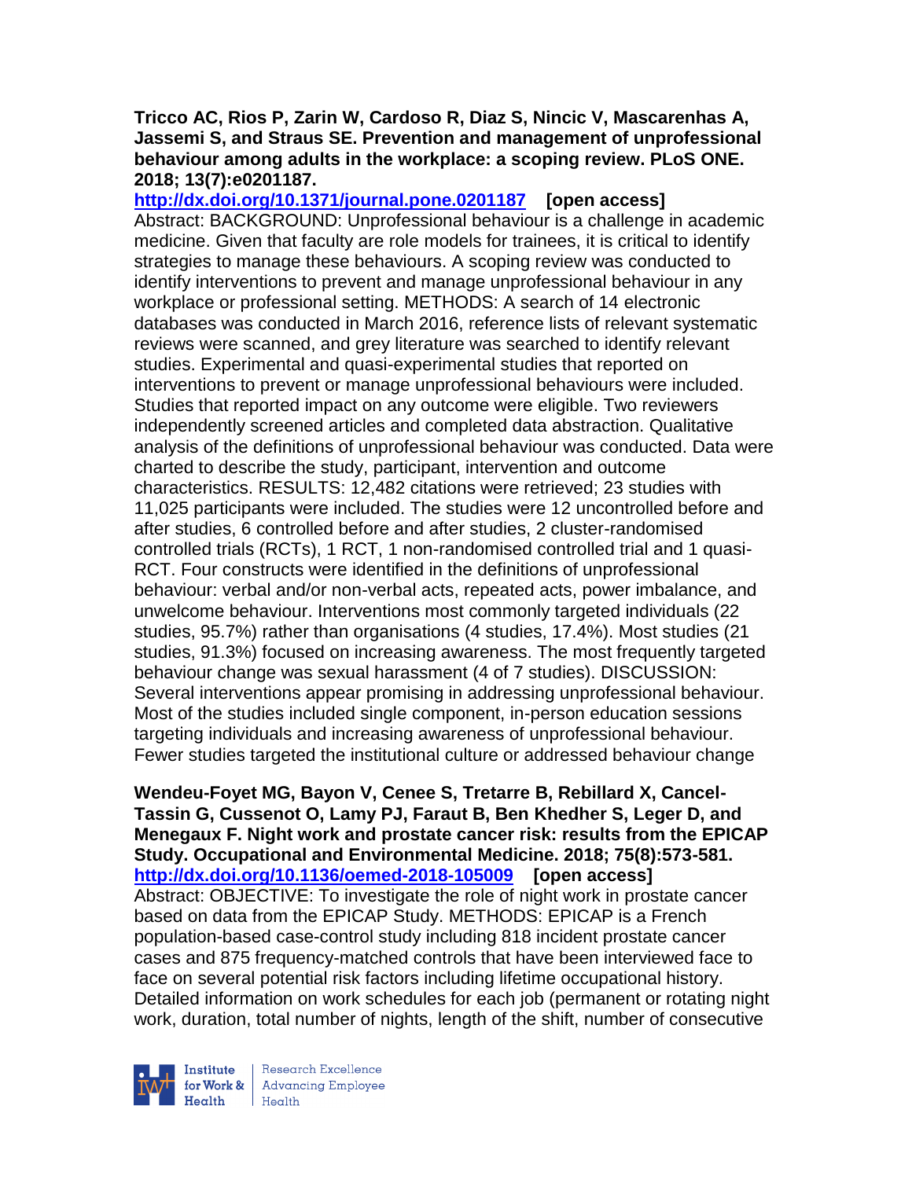**Tricco AC, Rios P, Zarin W, Cardoso R, Diaz S, Nincic V, Mascarenhas A, Jassemi S, and Straus SE. Prevention and management of unprofessional behaviour among adults in the workplace: a scoping review. PLoS ONE. 2018; 13(7):e0201187.**
**http://dx.doi.org/10.1371/journal.pone.0201187** **[open access]**
Abstract: BACKGROUND: Unprofessional behaviour is a challenge in academic medicine. Given that faculty are role models for trainees, it is critical to identify strategies to manage these behaviours. A scoping review was conducted to identify interventions to prevent and manage unprofessional behaviour in any workplace or professional setting. METHODS: A search of 14 electronic databases was conducted in March 2016, reference lists of relevant systematic reviews were scanned, and grey literature was searched to identify relevant studies. Experimental and quasi-experimental studies that reported on interventions to prevent or manage unprofessional behaviours were included. Studies that reported impact on any outcome were eligible. Two reviewers independently screened articles and completed data abstraction. Qualitative analysis of the definitions of unprofessional behaviour was conducted. Data were charted to describe the study, participant, intervention and outcome characteristics. RESULTS: 12,482 citations were retrieved; 23 studies with 11,025 participants were included. The studies were 12 uncontrolled before and after studies, 6 controlled before and after studies, 2 cluster-randomised controlled trials (RCTs), 1 RCT, 1 non-randomised controlled trial and 1 quasi-RCT. Four constructs were identified in the definitions of unprofessional behaviour: verbal and/or non-verbal acts, repeated acts, power imbalance, and unwelcome behaviour. Interventions most commonly targeted individuals (22 studies, 95.7%) rather than organisations (4 studies, 17.4%). Most studies (21 studies, 91.3%) focused on increasing awareness. The most frequently targeted behaviour change was sexual harassment (4 of 7 studies). DISCUSSION: Several interventions appear promising in addressing unprofessional behaviour. Most of the studies included single component, in-person education sessions targeting individuals and increasing awareness of unprofessional behaviour. Fewer studies targeted the institutional culture or addressed behaviour change

**Wendeu-Foyet MG, Bayon V, Cenee S, Tretarre B, Rebillard X, Cancel-Tassin G, Cussenot O, Lamy PJ, Faraut B, Ben Khedher S, Leger D, and Menegaux F. Night work and prostate cancer risk: results from the EPICAP Study. Occupational and Environmental Medicine. 2018; 75(8):573-581.**
**http://dx.doi.org/10.1136/oemed-2018-105009** **[open access]**
Abstract: OBJECTIVE: To investigate the role of night work in prostate cancer based on data from the EPICAP Study. METHODS: EPICAP is a French population-based case-control study including 818 incident prostate cancer cases and 875 frequency-matched controls that have been interviewed face to face on several potential risk factors including lifetime occupational history. Detailed information on work schedules for each job (permanent or rotating night work, duration, total number of nights, length of the shift, number of consecutive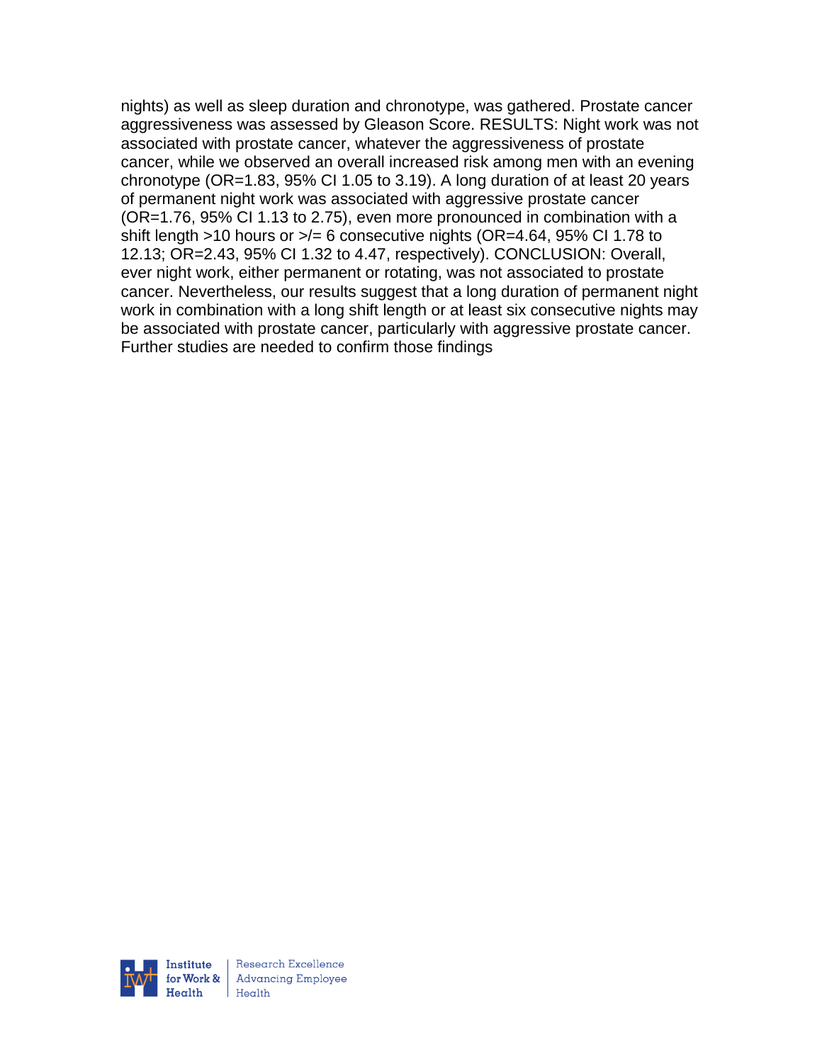nights) as well as sleep duration and chronotype, was gathered. Prostate cancer aggressiveness was assessed by Gleason Score. RESULTS: Night work was not associated with prostate cancer, whatever the aggressiveness of prostate cancer, while we observed an overall increased risk among men with an evening chronotype (OR=1.83, 95% CI 1.05 to 3.19). A long duration of at least 20 years of permanent night work was associated with aggressive prostate cancer (OR=1.76, 95% CI 1.13 to 2.75), even more pronounced in combination with a shift length >10 hours or >/= 6 consecutive nights (OR=4.64, 95% CI 1.78 to 12.13; OR=2.43, 95% CI 1.32 to 4.47, respectively). CONCLUSION: Overall, ever night work, either permanent or rotating, was not associated to prostate cancer. Nevertheless, our results suggest that a long duration of permanent night work in combination with a long shift length or at least six consecutive nights may be associated with prostate cancer, particularly with aggressive prostate cancer. Further studies are needed to confirm those findings